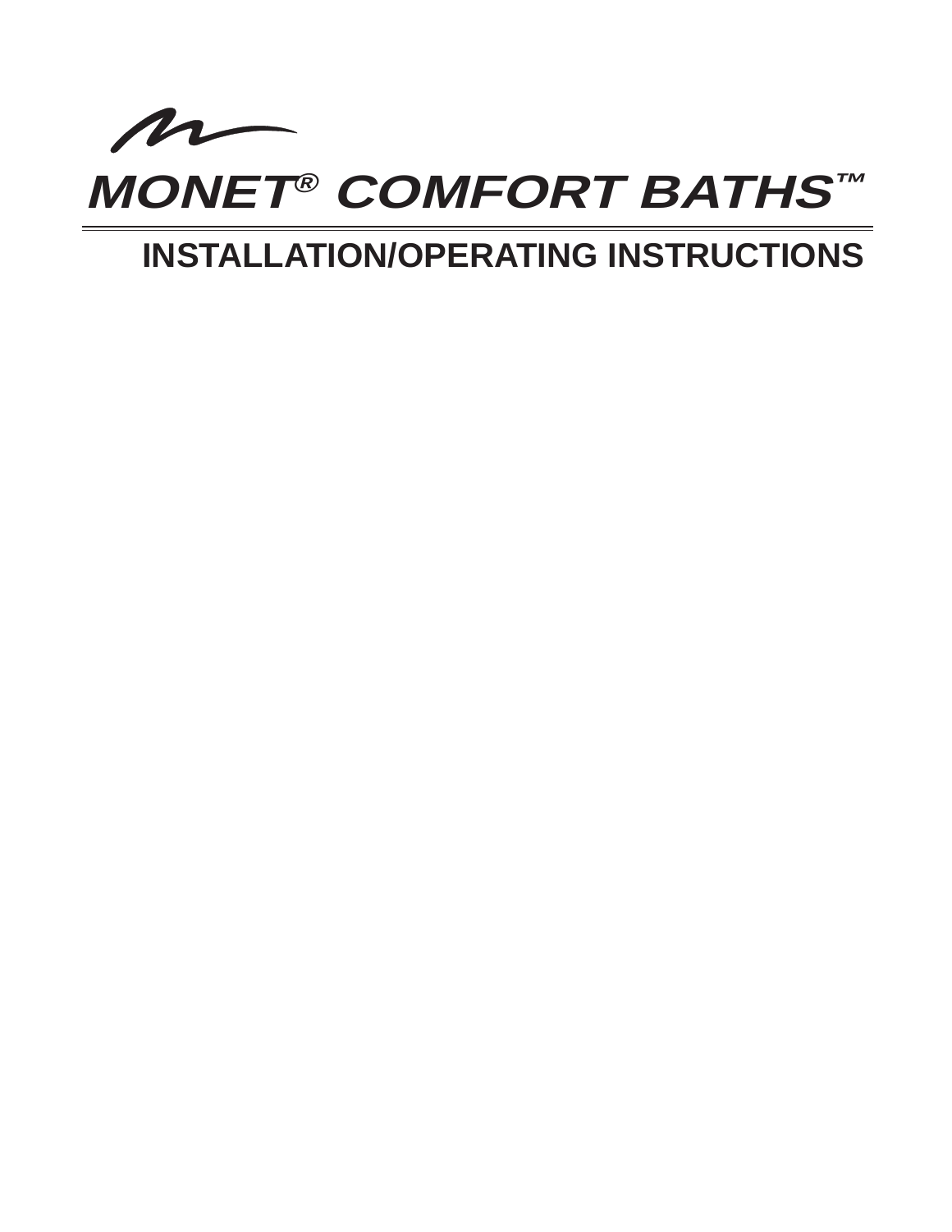# *MONET® COMFORT BATHS™*

## INSTALLATION/OPERATING INSTRUCTIONS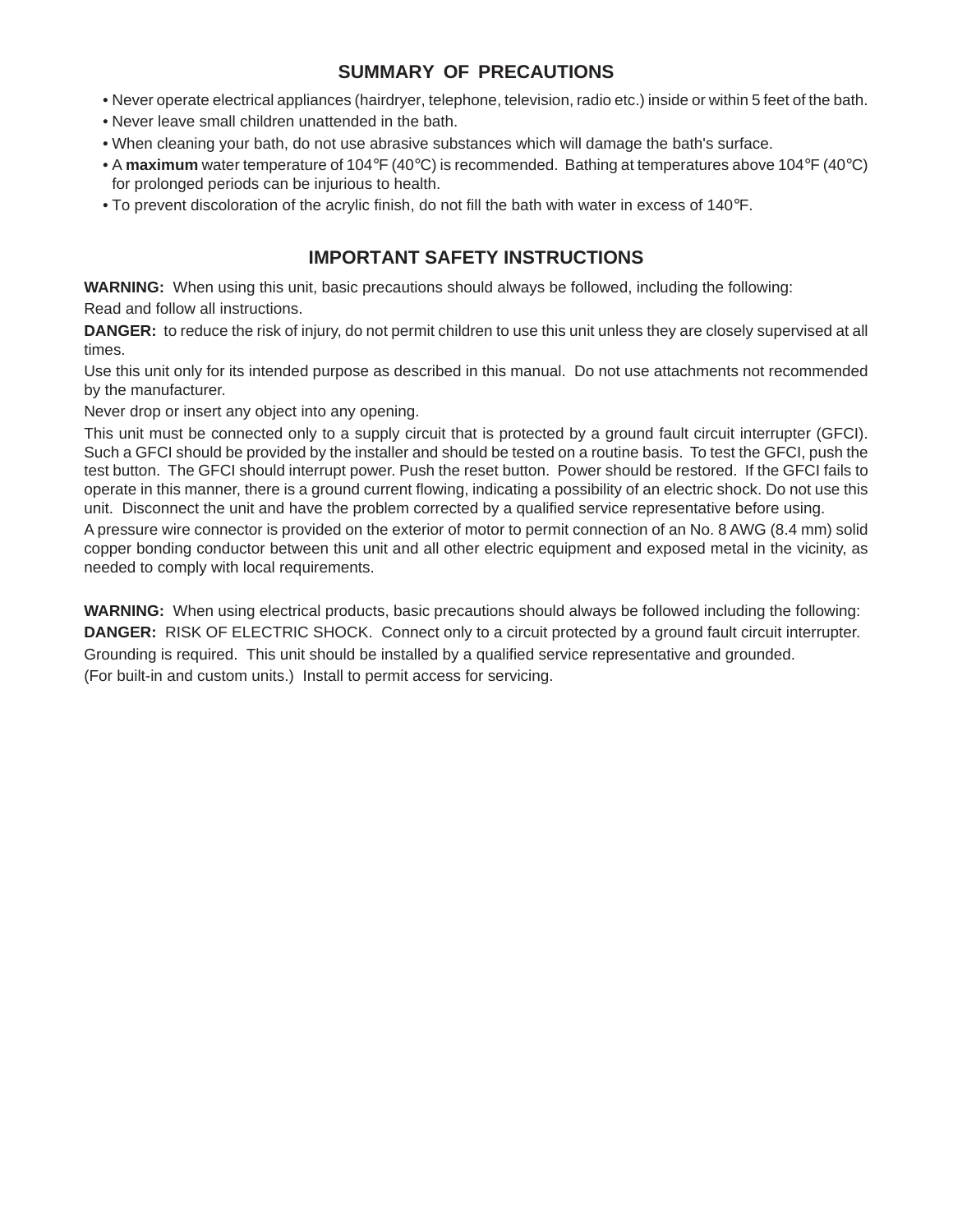## SUMMARY OF PRECAUTIONS

- Never operate electrical appliances (hairdryer, telephone, television, radio etc.) inside or within 5 feet of the bath.
- Never leave small children unattended in the bath.
- When cleaning your bath, do not use abrasive substances which will damage the bath's surface.
- A **maximum** water temperature of 104°F (40°C) is recommended. Bathing at temperatures above 104°F (40°C) for prolonged periods can be injurious to health.
- To prevent discoloration of the acrylic finish, do not fill the bath with water in excess of 140°F.

## IMPORTANT SAFETY INSTRUCTIONS

**WARNING:** When using this unit, basic precautions should always be followed, including the following:

Read and follow all instructions.

**DANGER:** to reduce the risk of injury, do not permit children to use this unit unless they are closely supervised at all times.

Use this unit only for its intended purpose as described in this manual. Do not use attachments not recommended by the manufacturer.

Never drop or insert any object into any opening.

This unit must be connected only to a supply circuit that is protected by a ground fault circuit interrupter (GFCI). Such a GFCI should be provided by the installer and should be tested on a routine basis. To test the GFCI, push the test button. The GFCI should interrupt power. Push the reset button. Power should be restored. If the GFCI fails to operate in this manner, there is a ground current flowing, indicating a possibility of an electric shock. Do not use this unit. Disconnect the unit and have the problem corrected by a qualified service representative before using.

A pressure wire connector is provided on the exterior of motor to permit connection of an No. 8 AWG (8.4 mm) solid copper bonding conductor between this unit and all other electric equipment and exposed metal in the vicinity, as needed to comply with local requirements.

**WARNING:** When using electrical products, basic precautions should always be followed including the following:

**DANGER:** RISK OF ELECTRIC SHOCK. Connect only to a circuit protected by a ground fault circuit interrupter.

Grounding is required. This unit should be installed by a qualified service representative and grounded.

(For built-in and custom units.) Install to permit access for servicing.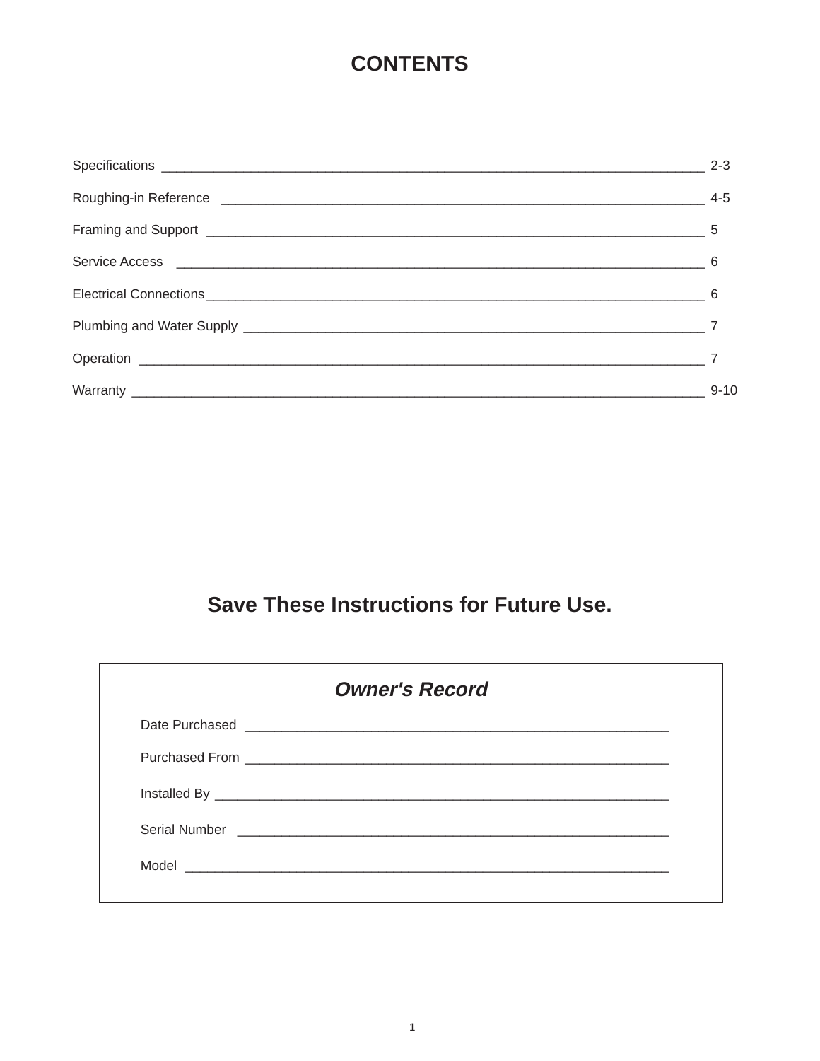# CONTENTS

| Section | Page |
| --- | --- |
| Specifications | 2-3 |
| Roughing-in Reference | 4-5 |
| Framing and Support | 5 |
| Service Access | 6 |
| Electrical Connections | 6 |
| Plumbing and Water Supply | 7 |
| Operation | 7 |
| Warranty | 9-10 |

## Save These Instructions for Future Use.

### *Owner's Record*

Date Purchased ______________________________

Purchased From ______________________________

Installed By ______________________________

Serial Number ______________________________

Model ______________________________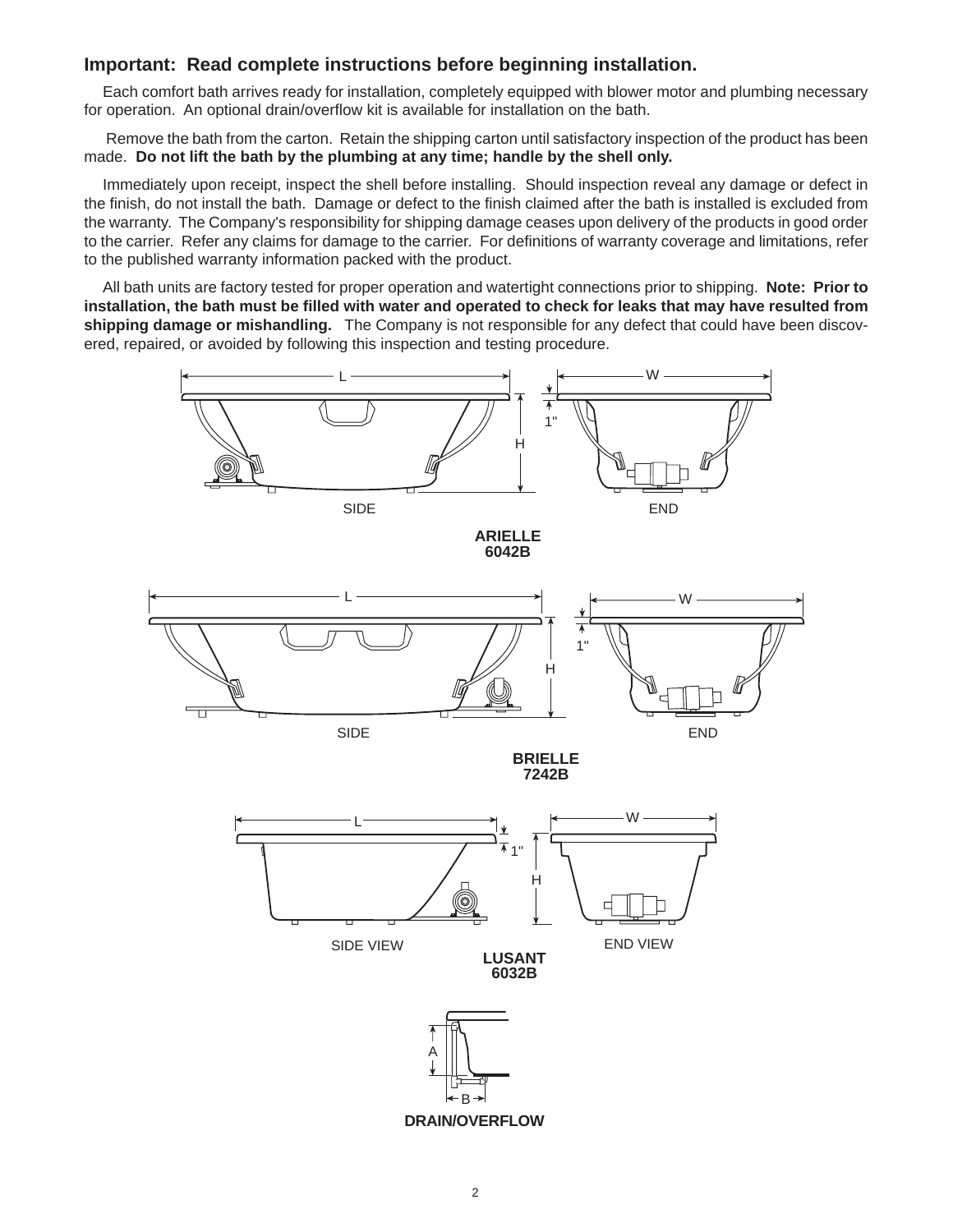## Important: Read complete instructions before beginning installation.

Each comfort bath arrives ready for installation, completely equipped with blower motor and plumbing necessary for operation. An optional drain/overflow kit is available for installation on the bath.

Remove the bath from the carton. Retain the shipping carton until satisfactory inspection of the product has been made. **Do not lift the bath by the plumbing at any time; handle by the shell only.**

Immediately upon receipt, inspect the shell before installing. Should inspection reveal any damage or defect in the finish, do not install the bath. Damage or defect to the finish claimed after the bath is installed is excluded from the warranty. The Company's responsibility for shipping damage ceases upon delivery of the products in good order to the carrier. Refer any claims for damage to the carrier. For definitions of warranty coverage and limitations, refer to the published warranty information packed with the product.

All bath units are factory tested for proper operation and watertight connections prior to shipping. **Note: Prior to installation, the bath must be filled with water and operated to check for leaks that may have resulted from shipping damage or mishandling.** The Company is not responsible for any defect that could have been discovered, repaired, or avoided by following this inspection and testing procedure.

L W 1" H

SIDE END

**ARIELLE 6042B**

L W 1" H

SIDE END

**BRIELLE 7242B**

L W 1" H

SIDE VIEW END VIEW

**LUSANT 6032B**

A B

**DRAIN/OVERFLOW**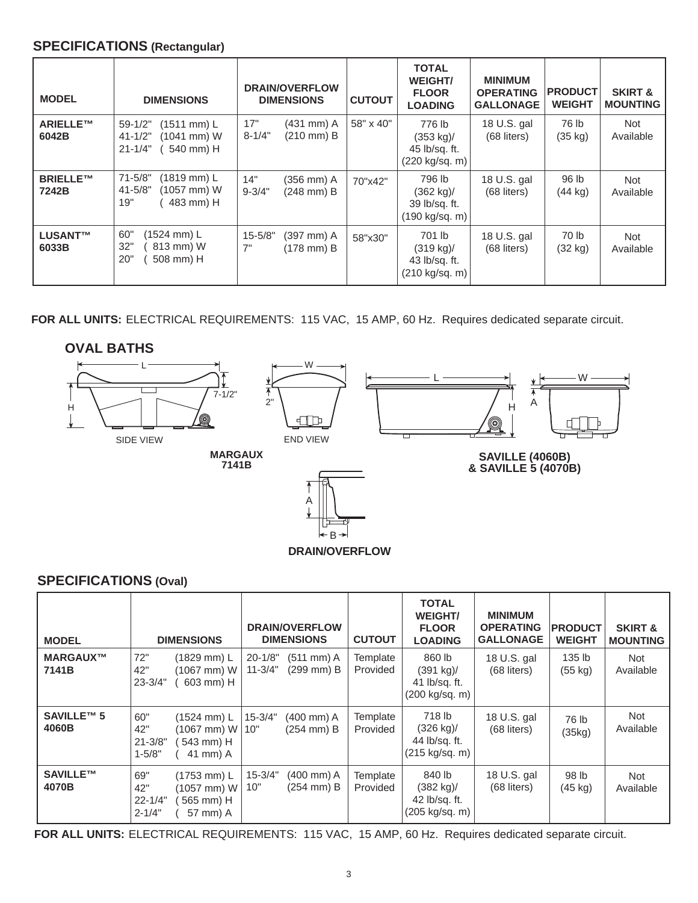## SPECIFICATIONS (Rectangular)

| MODEL | DIMENSIONS | DRAIN/OVERFLOW DIMENSIONS | CUTOUT | TOTAL WEIGHT/ FLOOR LOADING | MINIMUM OPERATING GALLONAGE | PRODUCT WEIGHT | SKIRT & MOUNTING |
|---|---|---|---|---|---|---|---|
| **ARIELLE™ 6042B** | 59-1/2" (1511 mm) L<br>41-1/2" (1041 mm) W<br>21-1/4" ( 540 mm) H | 17" (431 mm) A<br>8-1/4" (210 mm) B | 58" x 40" | 776 lb (353 kg)/ 45 lb/sq. ft. (220 kg/sq. m) | 18 U.S. gal (68 liters) | 76 lb (35 kg) | Not Available |
| **BRIELLE™ 7242B** | 71-5/8" (1819 mm) L<br>41-5/8" (1057 mm) W<br>19" ( 483 mm) H | 14" (356 mm) A<br>9-3/4" (248 mm) B | 70"x42" | 796 lb (362 kg)/ 39 lb/sq. ft. (190 kg/sq. m) | 18 U.S. gal (68 liters) | 96 lb (44 kg) | Not Available |
| **LUSANT™ 6033B** | 60" (1524 mm) L<br>32" ( 813 mm) W<br>20" ( 508 mm) H | 15-5/8" (397 mm) A<br>7" (178 mm) B | 58"x30" | 701 lb (319 kg)/ 43 lb/sq. ft. (210 kg/sq. m) | 18 U.S. gal (68 liters) | 70 lb (32 kg) | Not Available |

**FOR ALL UNITS:** ELECTRICAL REQUIREMENTS: 115 VAC, 15 AMP, 60 Hz. Requires dedicated separate circuit.

### OVAL BATHS

SIDE VIEW — END VIEW

**MARGAUX 7141B**

**SAVILLE (4060B) & SAVILLE 5 (4070B)**

**DRAIN/OVERFLOW**

## SPECIFICATIONS (Oval)

| MODEL | DIMENSIONS | DRAIN/OVERFLOW DIMENSIONS | CUTOUT | TOTAL WEIGHT/ FLOOR LOADING | MINIMUM OPERATING GALLONAGE | PRODUCT WEIGHT | SKIRT & MOUNTING |
|---|---|---|---|---|---|---|---|
| **MARGAUX™ 7141B** | 72" (1829 mm) L<br>42" (1067 mm) W<br>23-3/4" ( 603 mm) H | 20-1/8" (511 mm) A<br>11-3/4" (299 mm) B | Template Provided | 860 lb (391 kg)/ 41 lb/sq. ft. (200 kg/sq. m) | 18 U.S. gal (68 liters) | 135 lb (55 kg) | Not Available |
| **SAVILLE™ 5 4060B** | 60" (1524 mm) L<br>42" (1067 mm) W<br>21-3/8" ( 543 mm) H<br>1-5/8" ( 41 mm) A | 15-3/4" (400 mm) A<br>10" (254 mm) B | Template Provided | 718 lb (326 kg)/ 44 lb/sq. ft. (215 kg/sq. m) | 18 U.S. gal (68 liters) | 76 lb (35kg) | Not Available |
| **SAVILLE™ 4070B** | 69" (1753 mm) L<br>42" (1057 mm) W<br>22-1/4" ( 565 mm) H<br>2-1/4" ( 57 mm) A | 15-3/4" (400 mm) A<br>10" (254 mm) B | Template Provided | 840 lb (382 kg)/ 42 lb/sq. ft. (205 kg/sq. m) | 18 U.S. gal (68 liters) | 98 lb (45 kg) | Not Available |

**FOR ALL UNITS:** ELECTRICAL REQUIREMENTS: 115 VAC, 15 AMP, 60 Hz. Requires dedicated separate circuit.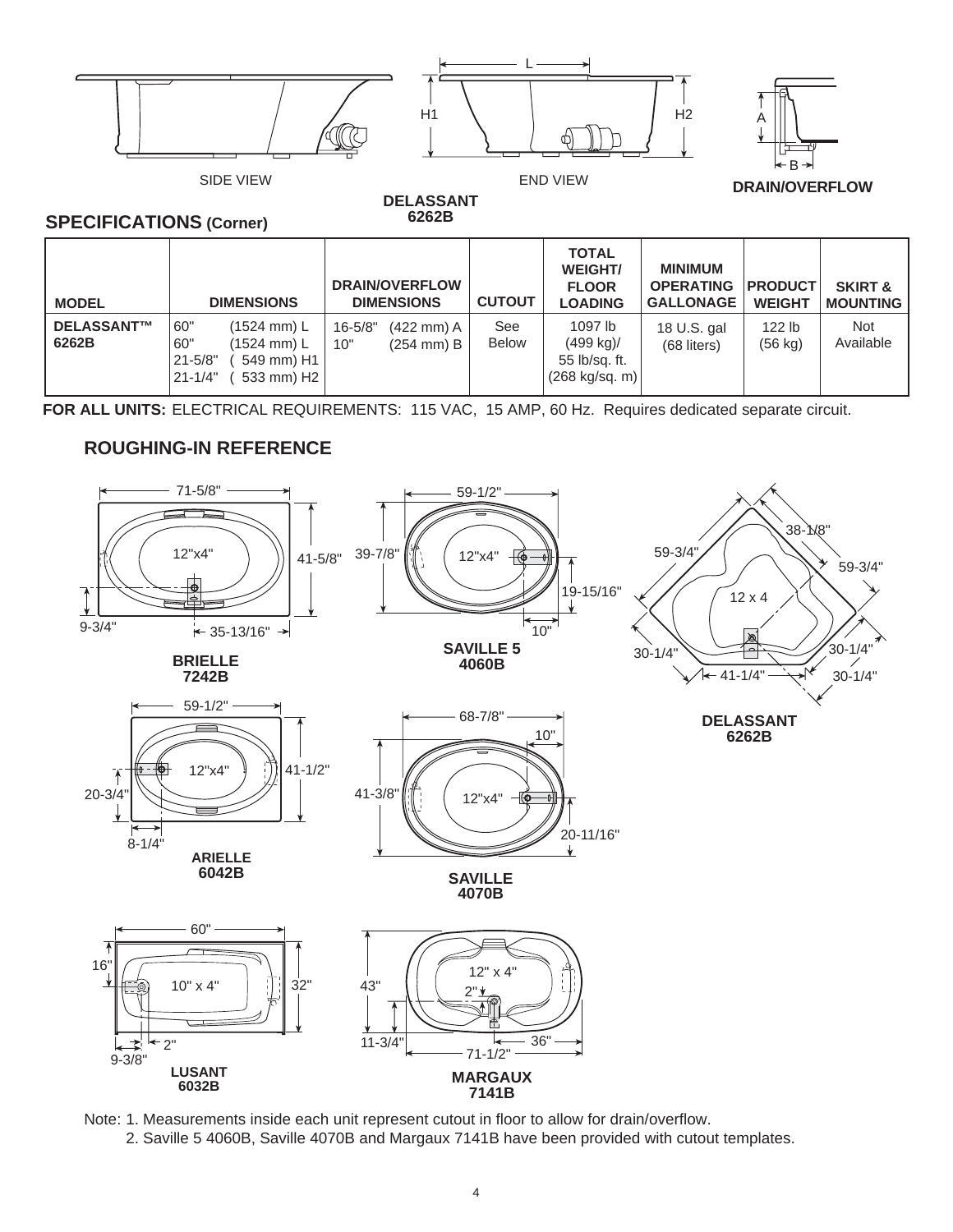SIDE VIEW

END VIEW

DRAIN/OVERFLOW

**DELASSANT 6262B**

## SPECIFICATIONS (Corner)

| MODEL | DIMENSIONS | DRAIN/OVERFLOW DIMENSIONS | CUTOUT | TOTAL WEIGHT/ FLOOR LOADING | MINIMUM OPERATING GALLONAGE | PRODUCT WEIGHT | SKIRT & MOUNTING |
|---|---|---|---|---|---|---|---|
| **DELASSANT™ 6262B** | 60" (1524 mm) L<br>60" (1524 mm) L<br>21-5/8" ( 549 mm) H1<br>21-1/4" ( 533 mm) H2 | 16-5/8" (422 mm) A<br>10" (254 mm) B | See Below | 1097 lb (499 kg)/ 55 lb/sq. ft. (268 kg/sq. m) | 18 U.S. gal (68 liters) | 122 lb (56 kg) | Not Available |

**FOR ALL UNITS:** ELECTRICAL REQUIREMENTS: 115 VAC, 15 AMP, 60 Hz. Requires dedicated separate circuit.

## ROUGHING-IN REFERENCE

**BRIELLE 7242B**: 71-5/8", 41-5/8", 9-3/4", 35-13/16", 12"x4"

**SAVILLE 5 4060B**: 59-1/2", 39-7/8", 19-15/16", 10", 12"x4"

**DELASSANT 6262B**: 59-3/4", 38-1/8", 59-3/4", 30-1/4", 41-1/4", 30-1/4", 30-1/4", 12 x 4

**ARIELLE 6042B**: 59-1/2", 41-1/2", 20-3/4", 8-1/4", 12"x4"

**SAVILLE 4070B**: 68-7/8", 10", 41-3/8", 20-11/16", 12"x4"

**LUSANT 6032B**: 60", 16", 32", 2", 9-3/8", 10" x 4"

**MARGAUX 7141B**: 43", 11-3/4", 71-1/2", 36", 2", 12" x 4"

Note: 1. Measurements inside each unit represent cutout in floor to allow for drain/overflow.
2. Saville 5 4060B, Saville 4070B and Margaux 7141B have been provided with cutout templates.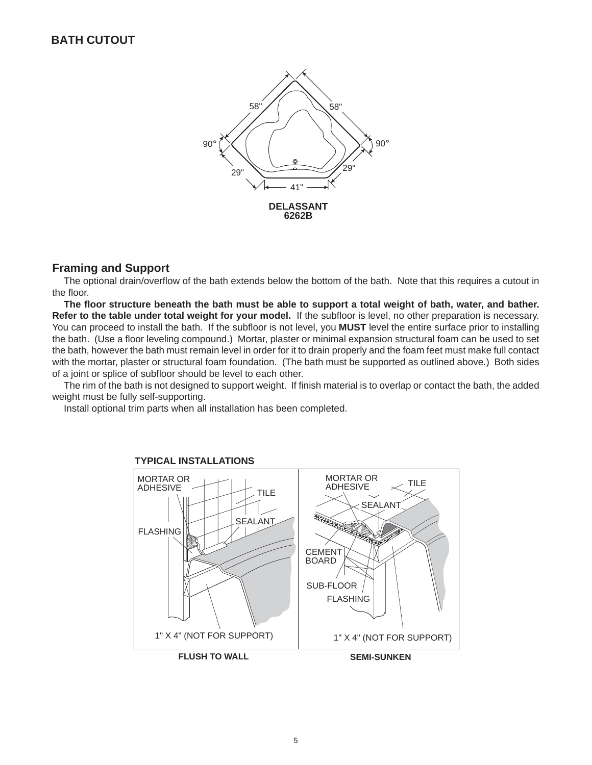## BATH CUTOUT

58"
58"
90°
90°
29"
29"
41"

**DELASSANT**
**6262B**

## Framing and Support

The optional drain/overflow of the bath extends below the bottom of the bath. Note that this requires a cutout in the floor.

**The floor structure beneath the bath must be able to support a total weight of bath, water, and bather. Refer to the table under total weight for your model.** If the subfloor is level, no other preparation is necessary. You can proceed to install the bath. If the subfloor is not level, you **MUST** level the entire surface prior to installing the bath. (Use a floor leveling compound.) Mortar, plaster or minimal expansion structural foam can be used to set the bath, however the bath must remain level in order for it to drain properly and the foam feet must make full contact with the mortar, plaster or structural foam foundation. (The bath must be supported as outlined above.) Both sides of a joint or splice of subfloor should be level to each other.

The rim of the bath is not designed to support weight. If finish material is to overlap or contact the bath, the added weight must be fully self-supporting.

Install optional trim parts when all installation has been completed.

**TYPICAL INSTALLATIONS**

MORTAR OR ADHESIVE
TILE
SEALANT
FLASHING
1" X 4" (NOT FOR SUPPORT)

**FLUSH TO WALL**

MORTAR OR ADHESIVE
TILE
SEALANT
CEMENT BOARD
SUB-FLOOR
FLASHING
1" X 4" (NOT FOR SUPPORT)

**SEMI-SUNKEN**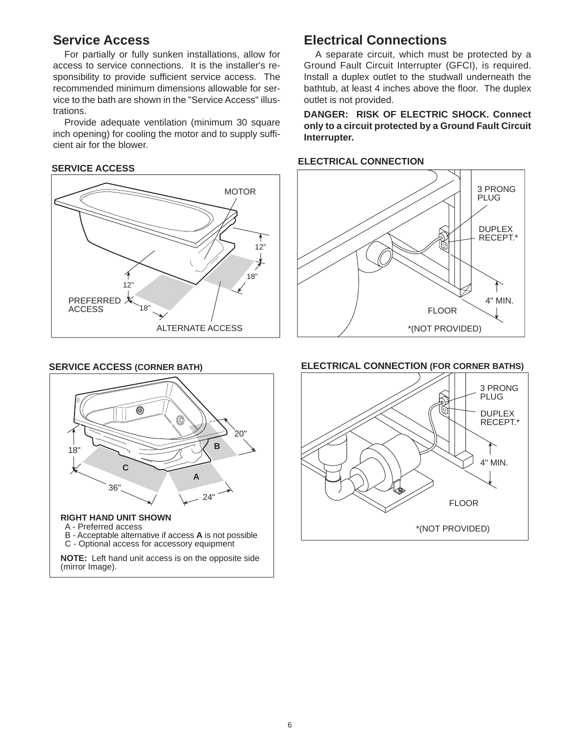## Service Access

For partially or fully sunken installations, allow for access to service connections. It is the installer's responsibility to provide sufficient service access. The recommended minimum dimensions allowable for service to the bath are shown in the "Service Access" illustrations.

Provide adequate ventilation (minimum 30 square inch opening) for cooling the motor and to supply sufficient air for the blower.

**SERVICE ACCESS**

MOTOR

12"

18"

12"

PREFERRED ACCESS

18"

ALTERNATE ACCESS

**SERVICE ACCESS (CORNER BATH)**

20"

18"

B

C

A

36"

24"

**RIGHT HAND UNIT SHOWN**

- A - Preferred access
- B - Acceptable alternative if access **A** is not possible
- C - Optional access for accessory equipment

**NOTE:** Left hand unit access is on the opposite side (mirror Image).

## Electrical Connections

A separate circuit, which must be protected by a Ground Fault Circuit Interrupter (GFCI), is required. Install a duplex outlet to the studwall underneath the bathtub, at least 4 inches above the floor. The duplex outlet is not provided.

**DANGER: RISK OF ELECTRIC SHOCK. Connect only to a circuit protected by a Ground Fault Circuit Interrupter.**

**ELECTRICAL CONNECTION**

3 PRONG PLUG

DUPLEX RECEPT.*

4" MIN.

FLOOR

*(NOT PROVIDED)

**ELECTRICAL CONNECTION (FOR CORNER BATHS)**

3 PRONG PLUG

DUPLEX RECEPT.*

4" MIN.

FLOOR

*(NOT PROVIDED)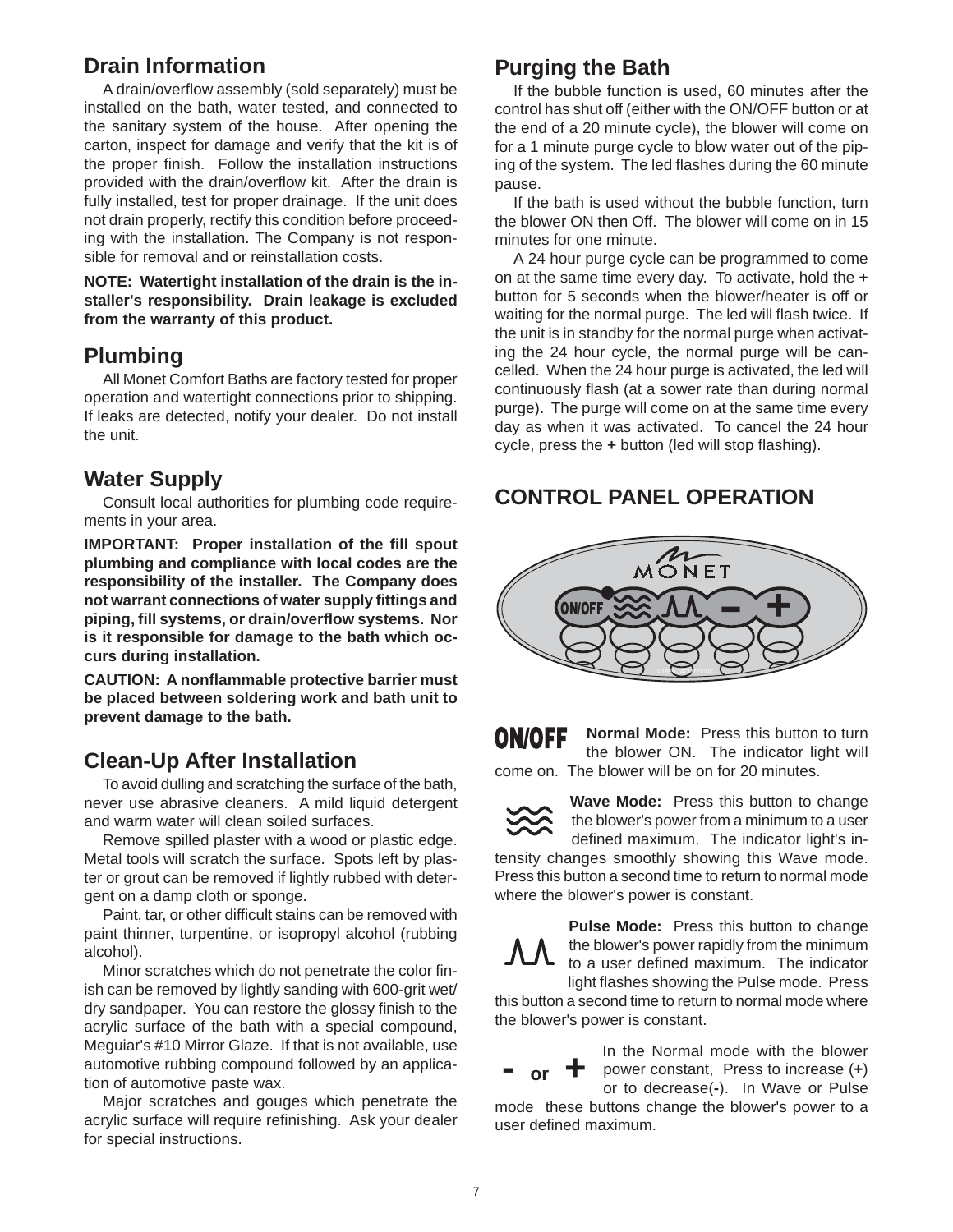## Drain Information

A drain/overflow assembly (sold separately) must be installed on the bath, water tested, and connected to the sanitary system of the house. After opening the carton, inspect for damage and verify that the kit is of the proper finish. Follow the installation instructions provided with the drain/overflow kit. After the drain is fully installed, test for proper drainage. If the unit does not drain properly, rectify this condition before proceeding with the installation. The Company is not responsible for removal and or reinstallation costs.

**NOTE: Watertight installation of the drain is the installer's responsibility. Drain leakage is excluded from the warranty of this product.**

## Plumbing

All Monet Comfort Baths are factory tested for proper operation and watertight connections prior to shipping. If leaks are detected, notify your dealer. Do not install the unit.

## Water Supply

Consult local authorities for plumbing code requirements in your area.

**IMPORTANT: Proper installation of the fill spout plumbing and compliance with local codes are the responsibility of the installer. The Company does not warrant connections of water supply fittings and piping, fill systems, or drain/overflow systems. Nor is it responsible for damage to the bath which occurs during installation.**

**CAUTION: A nonflammable protective barrier must be placed between soldering work and bath unit to prevent damage to the bath.**

## Clean-Up After Installation

To avoid dulling and scratching the surface of the bath, never use abrasive cleaners. A mild liquid detergent and warm water will clean soiled surfaces.

Remove spilled plaster with a wood or plastic edge. Metal tools will scratch the surface. Spots left by plaster or grout can be removed if lightly rubbed with detergent on a damp cloth or sponge.

Paint, tar, or other difficult stains can be removed with paint thinner, turpentine, or isopropyl alcohol (rubbing alcohol).

Minor scratches which do not penetrate the color finish can be removed by lightly sanding with 600-grit wet/dry sandpaper. You can restore the glossy finish to the acrylic surface of the bath with a special compound, Meguiar's #10 Mirror Glaze. If that is not available, use automotive rubbing compound followed by an application of automotive paste wax.

Major scratches and gouges which penetrate the acrylic surface will require refinishing. Ask your dealer for special instructions.

## Purging the Bath

If the bubble function is used, 60 minutes after the control has shut off (either with the ON/OFF button or at the end of a 20 minute cycle), the blower will come on for a 1 minute purge cycle to blow water out of the piping of the system. The led flashes during the 60 minute pause.

If the bath is used without the bubble function, turn the blower ON then Off. The blower will come on in 15 minutes for one minute.

A 24 hour purge cycle can be programmed to come on at the same time every day. To activate, hold the **+** button for 5 seconds when the blower/heater is off or waiting for the normal purge. The led will flash twice. If the unit is in standby for the normal purge when activating the 24 hour cycle, the normal purge will be cancelled. When the 24 hour purge is activated, the led will continuously flash (at a sower rate than during normal purge). The purge will come on at the same time every day as when it was activated. To cancel the 24 hour cycle, press the **+** button (led will stop flashing).

## CONTROL PANEL OPERATION

**ON/OFF** **Normal Mode:** Press this button to turn the blower ON. The indicator light will come on. The blower will be on for 20 minutes.

**Wave Mode:** Press this button to change the blower's power from a minimum to a user defined maximum. The indicator light's intensity changes smoothly showing this Wave mode. Press this button a second time to return to normal mode where the blower's power is constant.

**Pulse Mode:** Press this button to change the blower's power rapidly from the minimum to a user defined maximum. The indicator light flashes showing the Pulse mode. Press this button a second time to return to normal mode where the blower's power is constant.

**- or +** In the Normal mode with the blower power constant, Press to increase (**+**) or to decrease(**-**). In Wave or Pulse mode these buttons change the blower's power to a user defined maximum.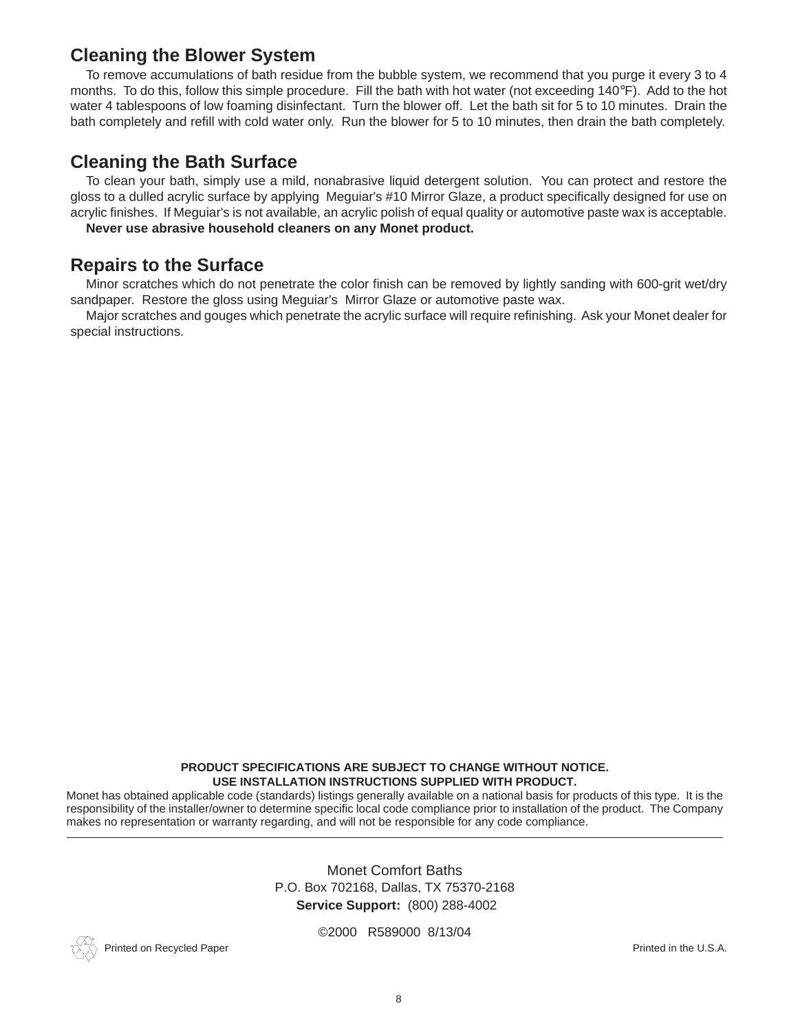## Cleaning the Blower System

To remove accumulations of bath residue from the bubble system, we recommend that you purge it every 3 to 4 months. To do this, follow this simple procedure. Fill the bath with hot water (not exceeding 140°F). Add to the hot water 4 tablespoons of low foaming disinfectant. Turn the blower off. Let the bath sit for 5 to 10 minutes. Drain the bath completely and refill with cold water only. Run the blower for 5 to 10 minutes, then drain the bath completely.

## Cleaning the Bath Surface

To clean your bath, simply use a mild, nonabrasive liquid detergent solution. You can protect and restore the gloss to a dulled acrylic surface by applying Meguiar's #10 Mirror Glaze, a product specifically designed for use on acrylic finishes. If Meguiar's is not available, an acrylic polish of equal quality or automotive paste wax is acceptable.

**Never use abrasive household cleaners on any Monet product.**

## Repairs to the Surface

Minor scratches which do not penetrate the color finish can be removed by lightly sanding with 600-grit wet/dry sandpaper. Restore the gloss using Meguiar's Mirror Glaze or automotive paste wax.

Major scratches and gouges which penetrate the acrylic surface will require refinishing. Ask your Monet dealer for special instructions.

**PRODUCT SPECIFICATIONS ARE SUBJECT TO CHANGE WITHOUT NOTICE.**
**USE INSTALLATION INSTRUCTIONS SUPPLIED WITH PRODUCT.**

Monet has obtained applicable code (standards) listings generally available on a national basis for products of this type. It is the responsibility of the installer/owner to determine specific local code compliance prior to installation of the product. The Company makes no representation or warranty regarding, and will not be responsible for any code compliance.

---

Monet Comfort Baths
P.O. Box 702168, Dallas, TX 75370-2168
**Service Support:** (800) 288-4002

©2000 R589000 8/13/04

Printed on Recycled Paper

Printed in the U.S.A.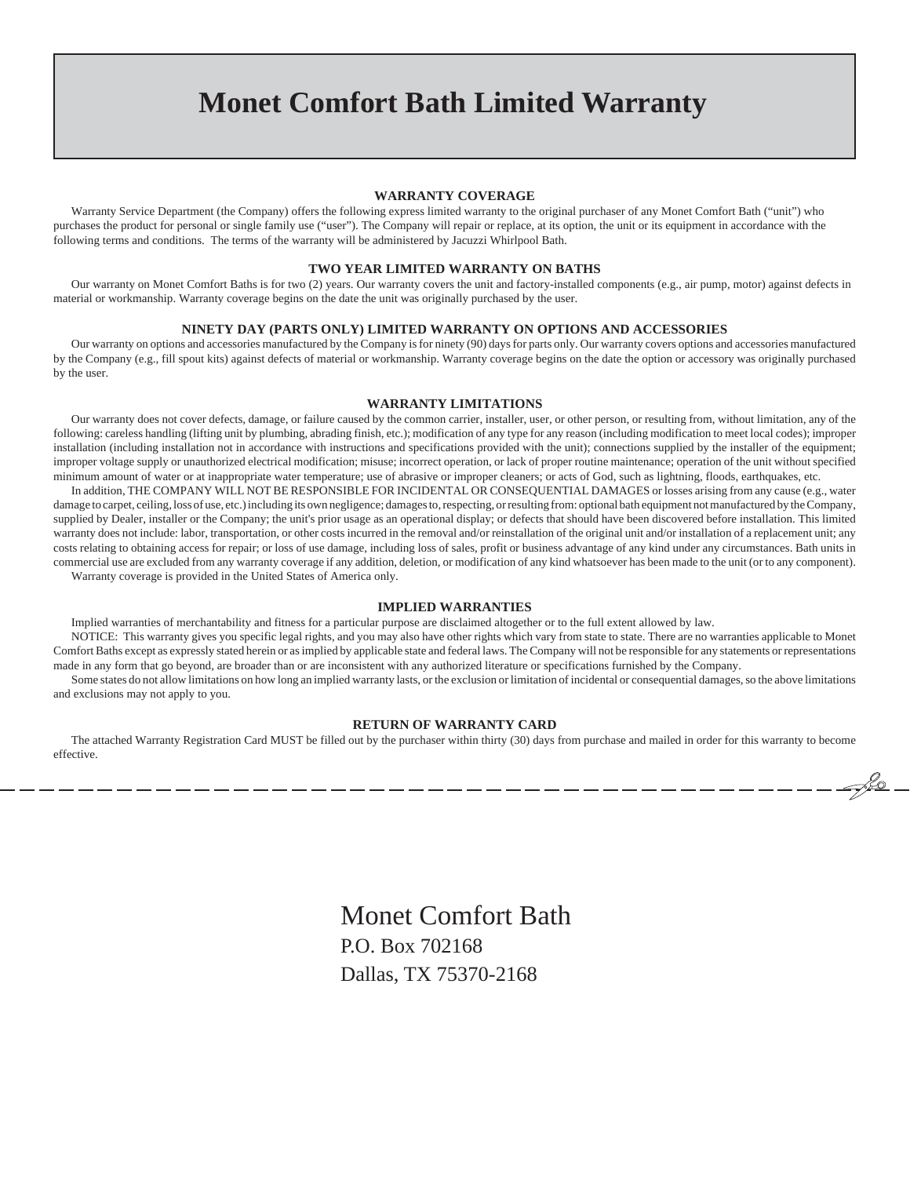# Monet Comfort Bath Limited Warranty

## WARRANTY COVERAGE

Warranty Service Department (the Company) offers the following express limited warranty to the original purchaser of any Monet Comfort Bath ("unit") who purchases the product for personal or single family use ("user"). The Company will repair or replace, at its option, the unit or its equipment in accordance with the following terms and conditions. The terms of the warranty will be administered by Jacuzzi Whirlpool Bath.

## TWO YEAR LIMITED WARRANTY ON BATHS

Our warranty on Monet Comfort Baths is for two (2) years. Our warranty covers the unit and factory-installed components (e.g., air pump, motor) against defects in material or workmanship. Warranty coverage begins on the date the unit was originally purchased by the user.

## NINETY DAY (PARTS ONLY) LIMITED WARRANTY ON OPTIONS AND ACCESSORIES

Our warranty on options and accessories manufactured by the Company is for ninety (90) days for parts only. Our warranty covers options and accessories manufactured by the Company (e.g., fill spout kits) against defects of material or workmanship. Warranty coverage begins on the date the option or accessory was originally purchased by the user.

## WARRANTY LIMITATIONS

Our warranty does not cover defects, damage, or failure caused by the common carrier, installer, user, or other person, or resulting from, without limitation, any of the following: careless handling (lifting unit by plumbing, abrading finish, etc.); modification of any type for any reason (including modification to meet local codes); improper installation (including installation not in accordance with instructions and specifications provided with the unit); connections supplied by the installer of the equipment; improper voltage supply or unauthorized electrical modification; misuse; incorrect operation, or lack of proper routine maintenance; operation of the unit without specified minimum amount of water or at inappropriate water temperature; use of abrasive or improper cleaners; or acts of God, such as lightning, floods, earthquakes, etc.

In addition, THE COMPANY WILL NOT BE RESPONSIBLE FOR INCIDENTAL OR CONSEQUENTIAL DAMAGES or losses arising from any cause (e.g., water damage to carpet, ceiling, loss of use, etc.) including its own negligence; damages to, respecting, or resulting from: optional bath equipment not manufactured by the Company, supplied by Dealer, installer or the Company; the unit's prior usage as an operational display; or defects that should have been discovered before installation. This limited warranty does not include: labor, transportation, or other costs incurred in the removal and/or reinstallation of the original unit and/or installation of a replacement unit; any costs relating to obtaining access for repair; or loss of use damage, including loss of sales, profit or business advantage of any kind under any circumstances. Bath units in commercial use are excluded from any warranty coverage if any addition, deletion, or modification of any kind whatsoever has been made to the unit (or to any component).

Warranty coverage is provided in the United States of America only.

## IMPLIED WARRANTIES

Implied warranties of merchantability and fitness for a particular purpose are disclaimed altogether or to the full extent allowed by law.

NOTICE: This warranty gives you specific legal rights, and you may also have other rights which vary from state to state. There are no warranties applicable to Monet Comfort Baths except as expressly stated herein or as implied by applicable state and federal laws. The Company will not be responsible for any statements or representations made in any form that go beyond, are broader than or are inconsistent with any authorized literature or specifications furnished by the Company.

Some states do not allow limitations on how long an implied warranty lasts, or the exclusion or limitation of incidental or consequential damages, so the above limitations and exclusions may not apply to you.

## RETURN OF WARRANTY CARD

The attached Warranty Registration Card MUST be filled out by the purchaser within thirty (30) days from purchase and mailed in order for this warranty to become effective.

---

Monet Comfort Bath
P.O. Box 702168
Dallas, TX 75370-2168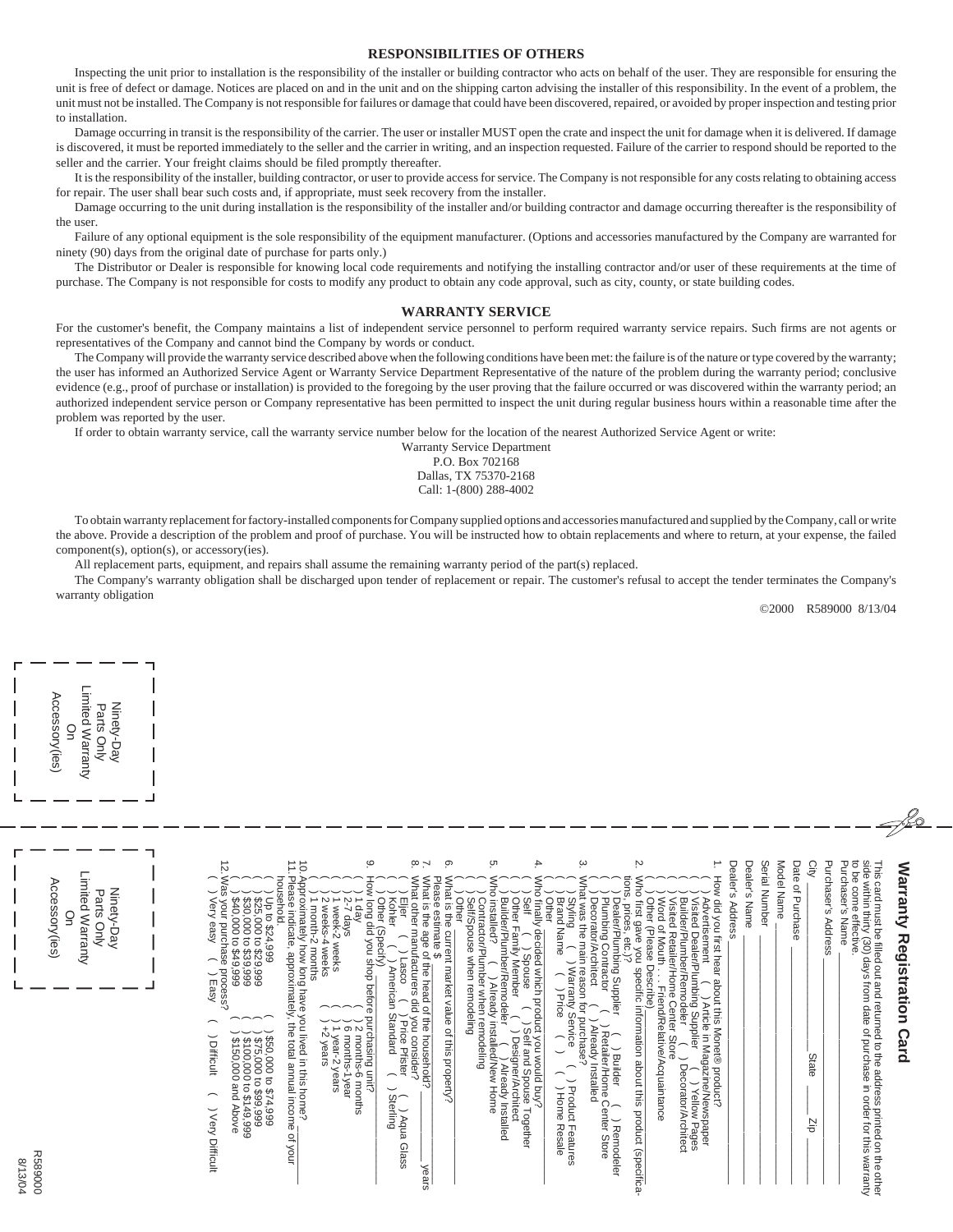## RESPONSIBILITIES OF OTHERS

Inspecting the unit prior to installation is the responsibility of the installer or building contractor who acts on behalf of the user. They are responsible for ensuring the unit is free of defect or damage. Notices are placed on and in the unit and on the shipping carton advising the installer of this responsibility. In the event of a problem, the unit must not be installed. The Company is not responsible for failures or damage that could have been discovered, repaired, or avoided by proper inspection and testing prior to installation.

Damage occurring in transit is the responsibility of the carrier. The user or installer MUST open the crate and inspect the unit for damage when it is delivered. If damage is discovered, it must be reported immediately to the seller and the carrier in writing, and an inspection requested. Failure of the carrier to respond should be reported to the seller and the carrier. Your freight claims should be filed promptly thereafter.

It is the responsibility of the installer, building contractor, or user to provide access for service. The Company is not responsible for any costs relating to obtaining access for repair. The user shall bear such costs and, if appropriate, must seek recovery from the installer.

Damage occurring to the unit during installation is the responsibility of the installer and/or building contractor and damage occurring thereafter is the responsibility of the user.

Failure of any optional equipment is the sole responsibility of the equipment manufacturer. (Options and accessories manufactured by the Company are warranted for ninety (90) days from the original date of purchase for parts only.)

The Distributor or Dealer is responsible for knowing local code requirements and notifying the installing contractor and/or user of these requirements at the time of purchase. The Company is not responsible for costs to modify any product to obtain any code approval, such as city, county, or state building codes.

## WARRANTY SERVICE

For the customer's benefit, the Company maintains a list of independent service personnel to perform required warranty service repairs. Such firms are not agents or representatives of the Company and cannot bind the Company by words or conduct.

The Company will provide the warranty service described above when the following conditions have been met: the failure is of the nature or type covered by the warranty; the user has informed an Authorized Service Agent or Warranty Service Department Representative of the nature of the problem during the warranty period; conclusive evidence (e.g., proof of purchase or installation) is provided to the foregoing by the user proving that the failure occurred or was discovered within the warranty period; an authorized independent service person or Company representative has been permitted to inspect the unit during regular business hours within a reasonable time after the problem was reported by the user.

If order to obtain warranty service, call the warranty service number below for the location of the nearest Authorized Service Agent or write:

Warranty Service Department
P.O. Box 702168
Dallas, TX 75370-2168
Call: 1-(800) 288-4002

To obtain warranty replacement for factory-installed components for Company supplied options and accessories manufactured and supplied by the Company, call or write the above. Provide a description of the problem and proof of purchase. You will be instructed how to obtain replacements and where to return, at your expense, the failed component(s), option(s), or accessory(ies).

All replacement parts, equipment, and repairs shall assume the remaining warranty period of the part(s) replaced.

The Company's warranty obligation shall be discharged upon tender of replacement or repair. The customer's refusal to accept the tender terminates the Company's warranty obligation

©2000 R589000 8/13/04

Ninety-Day Parts Only Limited Warranty On Accessory(ies)

Ninety-Day Parts Only Limited Warranty On Accessory(ies)

## Warranty Registration Card

This card must be filled out and returned to the address printed on the other side within thirty (30) days from date of purchase in order for this warranty to be come effective.

Purchaser's Name ____________
Purchaser's Address ____________
City ____________ State ______ Zip ______
Date of Purchase ____________
Model Name ____________
Serial Number ____________
Dealer's Name ____________
Dealer's Address ____________

1. How did you first hear about this Monet® product?
( ) Advertisement ( ) Article in Magazine/Newspaper
( ) Visited Dealer/Plumbing Supplier ( ) Yellow Pages
( ) Builder/Plumber/Remodeler ( ) Decorator/Architect
( ) Visited Retailer/Home Center Store
( ) Word of Mouth . . . Friend/Relative/Acquaintance
( ) Other (Please Describe) ____________
2. Who first gave you specific information about this product (specifications, prices, etc.)?
( ) Dealer/Plumbing Supplier ( ) Builder ( ) Remodeler
( ) Plumbing Contractor ( ) Retailer/Home Center Store
( ) Decorator/Architect ( ) Already Installed
3. What was the main reason for purchase?
( ) Styling ( ) Warranty Service ( ) Product Features
( ) Brand Name ( ) Price ( ) ( ) Home Resale
( ) Other ____________
4. Who finally decided which product you would buy?
( ) Self ( ) Spouse ( ) Self and Spouse Together
( ) Other Family Member ( ) Designer/Architect
( ) Builder/Plumber/Remodeler ( ) Already Installed
5. Who installed? ( ) Already Installed/New Home
( ) Contractor/Plumber when remodeling
( ) Self/Spouse when remodeling
( ) Other ____________
6. What is the current market value of this property?
Please estimate $ ____________
7. What is the age of the head of the household? ________ years
8. What other manufacturers did you consider?
( ) Eljer ( ) Lasco ( ) Price Pfister ( ) Aqua Glass
( ) Kohler ( ) American Standard ( ) Sterling
( ) Other (Specify) ____________
9. How long did you shop before purchasing unit?
( ) 1 day ( ) 2 months-6 months
( ) 2-7 days ( ) 6 months-1year
( ) 1 week-2 weeks ( ) 1 year-2 years
( ) 2 weeks-4 weeks ( ) +2 years
( ) 1 month-2 months
10. Approximately how long have you lived in this home? ________
11. Please indicate, approximately, the total annual income of your household.
( ) Up to $24,999 ( ) $50,000 to $74,999
( ) $25,000 to $29,999 ( ) $75,000 to $99,999
( ) $30,000 to $39,999 ( ) $100,000 to $149,999
( ) $40,000 to $49,999 ( ) $150,000 and Above
12. Was your purchase process?
( ) Very easy ( ) Easy ( ) Difficult ( ) Very Difficult

R589000 8/13/04